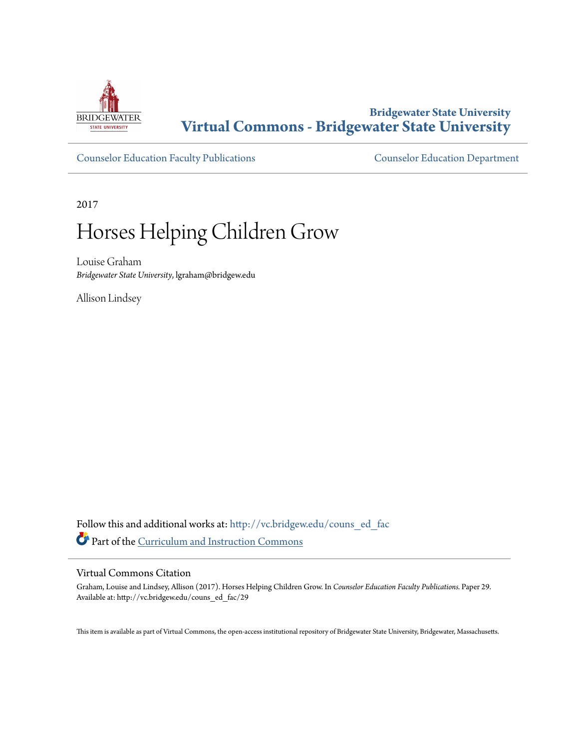**Bridgewater State University**
**Virtual Commons - Bridgewater State University**

Counselor Education Faculty Publications | Counselor Education Department

2017

# Horses Helping Children Grow

Louise Graham
*Bridgewater State University*, lgraham@bridgew.edu

Allison Lindsey

Follow this and additional works at: http://vc.bridgew.edu/couns_ed_fac
Part of the Curriculum and Instruction Commons

## Virtual Commons Citation

Graham, Louise and Lindsey, Allison (2017). Horses Helping Children Grow. In *Counselor Education Faculty Publications.* Paper 29.
Available at: http://vc.bridgew.edu/couns_ed_fac/29

This item is available as part of Virtual Commons, the open-access institutional repository of Bridgewater State University, Bridgewater, Massachusetts.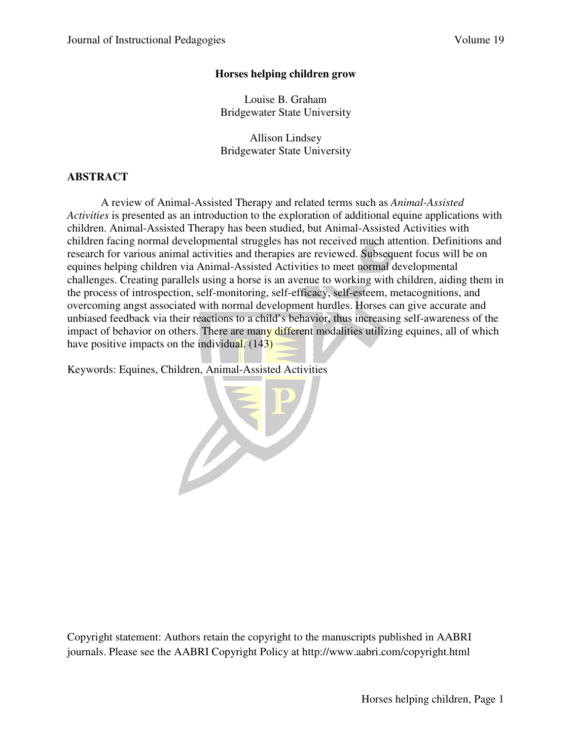# Horses helping children grow

Louise B. Graham
Bridgewater State University

Allison Lindsey
Bridgewater State University

## ABSTRACT

A review of Animal-Assisted Therapy and related terms such as *Animal-Assisted Activities* is presented as an introduction to the exploration of additional equine applications with children. Animal-Assisted Therapy has been studied, but Animal-Assisted Activities with children facing normal developmental struggles has not received much attention. Definitions and research for various animal activities and therapies are reviewed. Subsequent focus will be on equines helping children via Animal-Assisted Activities to meet normal developmental challenges. Creating parallels using a horse is an avenue to working with children, aiding them in the process of introspection, self-monitoring, self-efficacy, self-esteem, metacognitions, and overcoming angst associated with normal development hurdles. Horses can give accurate and unbiased feedback via their reactions to a child's behavior, thus increasing self-awareness of the impact of behavior on others. There are many different modalities utilizing equines, all of which have positive impacts on the individual. (143)

Keywords: Equines, Children, Animal-Assisted Activities

Copyright statement: Authors retain the copyright to the manuscripts published in AABRI journals. Please see the AABRI Copyright Policy at http://www.aabri.com/copyright.html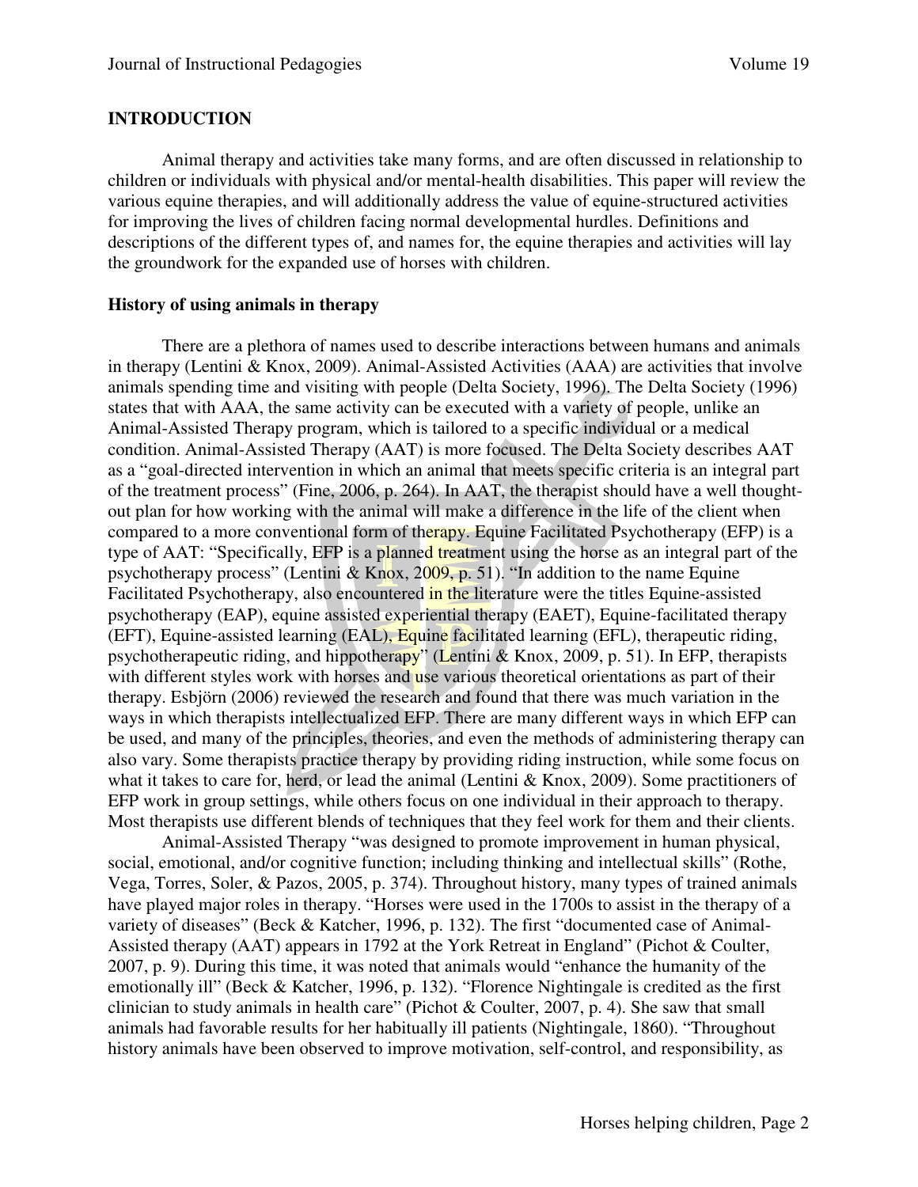## INTRODUCTION

Animal therapy and activities take many forms, and are often discussed in relationship to children or individuals with physical and/or mental-health disabilities. This paper will review the various equine therapies, and will additionally address the value of equine-structured activities for improving the lives of children facing normal developmental hurdles. Definitions and descriptions of the different types of, and names for, the equine therapies and activities will lay the groundwork for the expanded use of horses with children.

### History of using animals in therapy

There are a plethora of names used to describe interactions between humans and animals in therapy (Lentini & Knox, 2009). Animal-Assisted Activities (AAA) are activities that involve animals spending time and visiting with people (Delta Society, 1996). The Delta Society (1996) states that with AAA, the same activity can be executed with a variety of people, unlike an Animal-Assisted Therapy program, which is tailored to a specific individual or a medical condition. Animal-Assisted Therapy (AAT) is more focused. The Delta Society describes AAT as a "goal-directed intervention in which an animal that meets specific criteria is an integral part of the treatment process" (Fine, 2006, p. 264). In AAT, the therapist should have a well thought-out plan for how working with the animal will make a difference in the life of the client when compared to a more conventional form of therapy. Equine Facilitated Psychotherapy (EFP) is a type of AAT: "Specifically, EFP is a planned treatment using the horse as an integral part of the psychotherapy process" (Lentini & Knox, 2009, p. 51). "In addition to the name Equine Facilitated Psychotherapy, also encountered in the literature were the titles Equine-assisted psychotherapy (EAP), equine assisted experiential therapy (EAET), Equine-facilitated therapy (EFT), Equine-assisted learning (EAL), Equine facilitated learning (EFL), therapeutic riding, psychotherapeutic riding, and hippotherapy" (Lentini & Knox, 2009, p. 51). In EFP, therapists with different styles work with horses and use various theoretical orientations as part of their therapy. Esbjörn (2006) reviewed the research and found that there was much variation in the ways in which therapists intellectualized EFP. There are many different ways in which EFP can be used, and many of the principles, theories, and even the methods of administering therapy can also vary. Some therapists practice therapy by providing riding instruction, while some focus on what it takes to care for, herd, or lead the animal (Lentini & Knox, 2009). Some practitioners of EFP work in group settings, while others focus on one individual in their approach to therapy. Most therapists use different blends of techniques that they feel work for them and their clients.

Animal-Assisted Therapy "was designed to promote improvement in human physical, social, emotional, and/or cognitive function; including thinking and intellectual skills" (Rothe, Vega, Torres, Soler, & Pazos, 2005, p. 374). Throughout history, many types of trained animals have played major roles in therapy. "Horses were used in the 1700s to assist in the therapy of a variety of diseases" (Beck & Katcher, 1996, p. 132). The first "documented case of Animal-Assisted therapy (AAT) appears in 1792 at the York Retreat in England" (Pichot & Coulter, 2007, p. 9). During this time, it was noted that animals would "enhance the humanity of the emotionally ill" (Beck & Katcher, 1996, p. 132). "Florence Nightingale is credited as the first clinician to study animals in health care" (Pichot & Coulter, 2007, p. 4). She saw that small animals had favorable results for her habitually ill patients (Nightingale, 1860). "Throughout history animals have been observed to improve motivation, self-control, and responsibility, as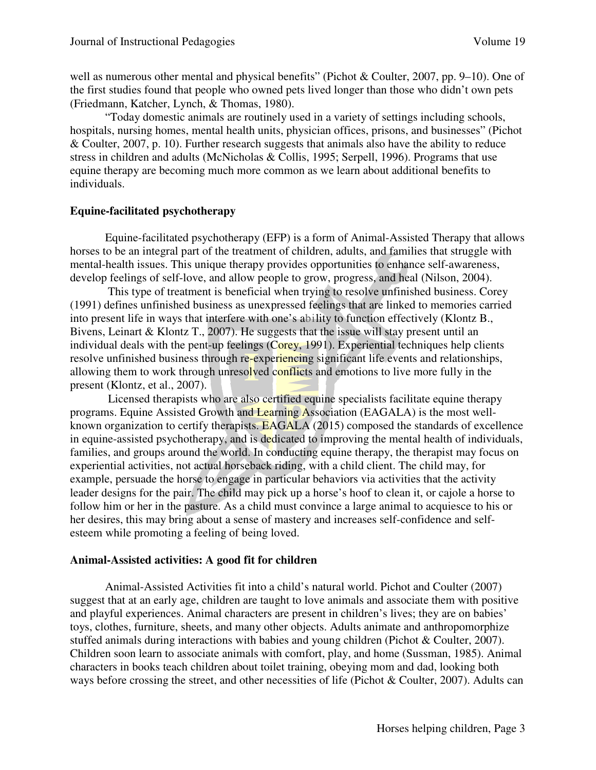well as numerous other mental and physical benefits" (Pichot & Coulter, 2007, pp. 9–10). One of the first studies found that people who owned pets lived longer than those who didn't own pets (Friedmann, Katcher, Lynch, & Thomas, 1980).

"Today domestic animals are routinely used in a variety of settings including schools, hospitals, nursing homes, mental health units, physician offices, prisons, and businesses" (Pichot & Coulter, 2007, p. 10). Further research suggests that animals also have the ability to reduce stress in children and adults (McNicholas & Collis, 1995; Serpell, 1996). Programs that use equine therapy are becoming much more common as we learn about additional benefits to individuals.

**Equine-facilitated psychotherapy**

Equine-facilitated psychotherapy (EFP) is a form of Animal-Assisted Therapy that allows horses to be an integral part of the treatment of children, adults, and families that struggle with mental-health issues. This unique therapy provides opportunities to enhance self-awareness, develop feelings of self-love, and allow people to grow, progress, and heal (Nilson, 2004).

This type of treatment is beneficial when trying to resolve unfinished business. Corey (1991) defines unfinished business as unexpressed feelings that are linked to memories carried into present life in ways that interfere with one's ability to function effectively (Klontz B., Bivens, Leinart & Klontz T., 2007). He suggests that the issue will stay present until an individual deals with the pent-up feelings (Corey, 1991). Experiential techniques help clients resolve unfinished business through re-experiencing significant life events and relationships, allowing them to work through unresolved conflicts and emotions to live more fully in the present (Klontz, et al., 2007).

Licensed therapists who are also certified equine specialists facilitate equine therapy programs. Equine Assisted Growth and Learning Association (EAGALA) is the most well-known organization to certify therapists. EAGALA (2015) composed the standards of excellence in equine-assisted psychotherapy, and is dedicated to improving the mental health of individuals, families, and groups around the world. In conducting equine therapy, the therapist may focus on experiential activities, not actual horseback riding, with a child client. The child may, for example, persuade the horse to engage in particular behaviors via activities that the activity leader designs for the pair. The child may pick up a horse's hoof to clean it, or cajole a horse to follow him or her in the pasture. As a child must convince a large animal to acquiesce to his or her desires, this may bring about a sense of mastery and increases self-confidence and self-esteem while promoting a feeling of being loved.

**Animal-Assisted activities: A good fit for children**

Animal-Assisted Activities fit into a child's natural world. Pichot and Coulter (2007) suggest that at an early age, children are taught to love animals and associate them with positive and playful experiences. Animal characters are present in children's lives; they are on babies' toys, clothes, furniture, sheets, and many other objects. Adults animate and anthropomorphize stuffed animals during interactions with babies and young children (Pichot & Coulter, 2007). Children soon learn to associate animals with comfort, play, and home (Sussman, 1985). Animal characters in books teach children about toilet training, obeying mom and dad, looking both ways before crossing the street, and other necessities of life (Pichot & Coulter, 2007). Adults can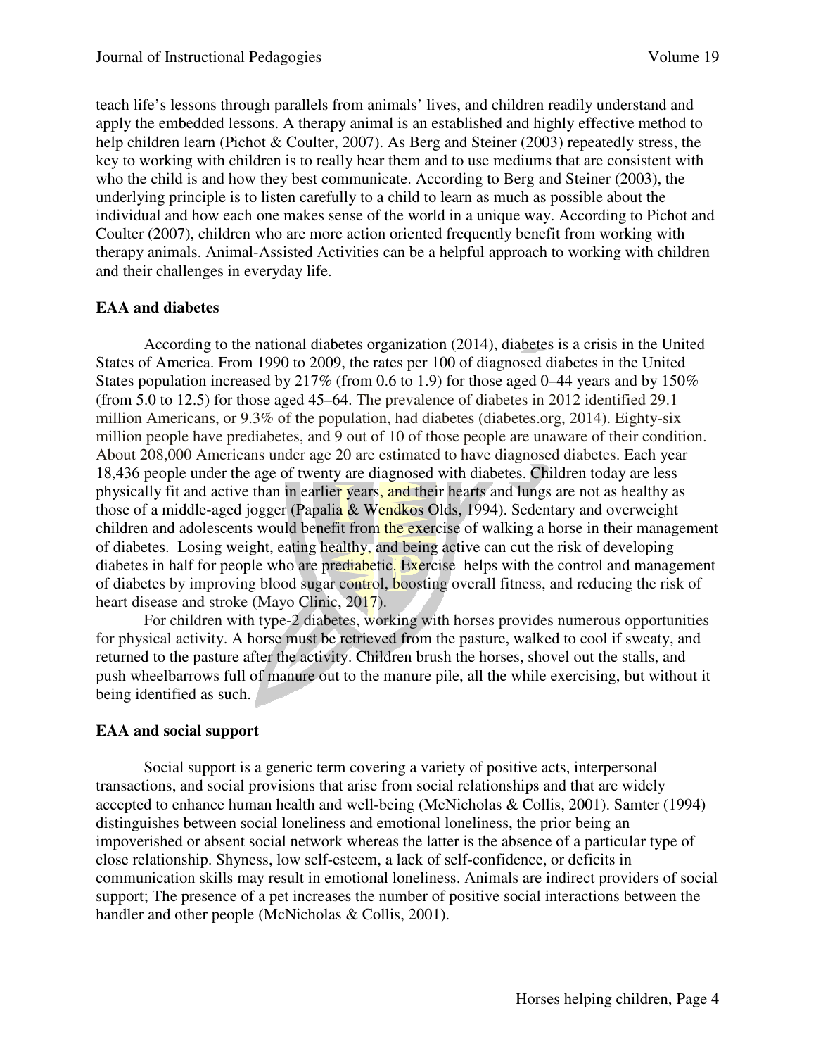teach life's lessons through parallels from animals' lives, and children readily understand and apply the embedded lessons. A therapy animal is an established and highly effective method to help children learn (Pichot & Coulter, 2007). As Berg and Steiner (2003) repeatedly stress, the key to working with children is to really hear them and to use mediums that are consistent with who the child is and how they best communicate. According to Berg and Steiner (2003), the underlying principle is to listen carefully to a child to learn as much as possible about the individual and how each one makes sense of the world in a unique way. According to Pichot and Coulter (2007), children who are more action oriented frequently benefit from working with therapy animals. Animal-Assisted Activities can be a helpful approach to working with children and their challenges in everyday life.

**EAA and diabetes**

According to the national diabetes organization (2014), diabetes is a crisis in the United States of America. From 1990 to 2009, the rates per 100 of diagnosed diabetes in the United States population increased by 217% (from 0.6 to 1.9) for those aged 0–44 years and by 150% (from 5.0 to 12.5) for those aged 45–64. The prevalence of diabetes in 2012 identified 29.1 million Americans, or 9.3% of the population, had diabetes (diabetes.org, 2014). Eighty-six million people have prediabetes, and 9 out of 10 of those people are unaware of their condition. About 208,000 Americans under age 20 are estimated to have diagnosed diabetes. Each year 18,436 people under the age of twenty are diagnosed with diabetes. Children today are less physically fit and active than in earlier years, and their hearts and lungs are not as healthy as those of a middle-aged jogger (Papalia & Wendkos Olds, 1994). Sedentary and overweight children and adolescents would benefit from the exercise of walking a horse in their management of diabetes. Losing weight, eating healthy, and being active can cut the risk of developing diabetes in half for people who are prediabetic. Exercise helps with the control and management of diabetes by improving blood sugar control, boosting overall fitness, and reducing the risk of heart disease and stroke (Mayo Clinic, 2017).

For children with type-2 diabetes, working with horses provides numerous opportunities for physical activity. A horse must be retrieved from the pasture, walked to cool if sweaty, and returned to the pasture after the activity. Children brush the horses, shovel out the stalls, and push wheelbarrows full of manure out to the manure pile, all the while exercising, but without it being identified as such.

**EAA and social support**

Social support is a generic term covering a variety of positive acts, interpersonal transactions, and social provisions that arise from social relationships and that are widely accepted to enhance human health and well-being (McNicholas & Collis, 2001). Samter (1994) distinguishes between social loneliness and emotional loneliness, the prior being an impoverished or absent social network whereas the latter is the absence of a particular type of close relationship. Shyness, low self-esteem, a lack of self-confidence, or deficits in communication skills may result in emotional loneliness. Animals are indirect providers of social support; The presence of a pet increases the number of positive social interactions between the handler and other people (McNicholas & Collis, 2001).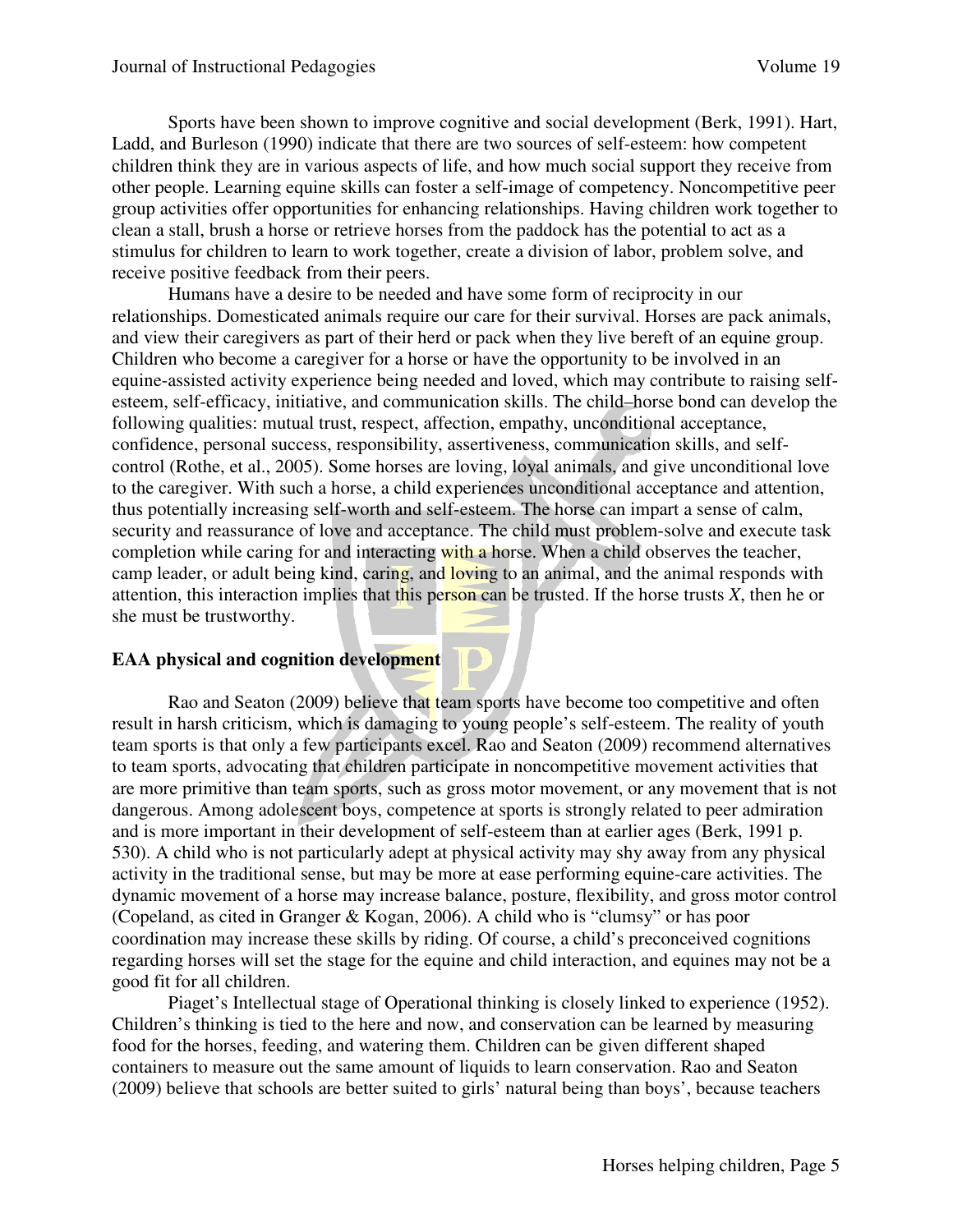Sports have been shown to improve cognitive and social development (Berk, 1991). Hart, Ladd, and Burleson (1990) indicate that there are two sources of self-esteem: how competent children think they are in various aspects of life, and how much social support they receive from other people. Learning equine skills can foster a self-image of competency. Noncompetitive peer group activities offer opportunities for enhancing relationships. Having children work together to clean a stall, brush a horse or retrieve horses from the paddock has the potential to act as a stimulus for children to learn to work together, create a division of labor, problem solve, and receive positive feedback from their peers.

Humans have a desire to be needed and have some form of reciprocity in our relationships. Domesticated animals require our care for their survival. Horses are pack animals, and view their caregivers as part of their herd or pack when they live bereft of an equine group. Children who become a caregiver for a horse or have the opportunity to be involved in an equine-assisted activity experience being needed and loved, which may contribute to raising self-esteem, self-efficacy, initiative, and communication skills. The child–horse bond can develop the following qualities: mutual trust, respect, affection, empathy, unconditional acceptance, confidence, personal success, responsibility, assertiveness, communication skills, and self-control (Rothe, et al., 2005). Some horses are loving, loyal animals, and give unconditional love to the caregiver. With such a horse, a child experiences unconditional acceptance and attention, thus potentially increasing self-worth and self-esteem. The horse can impart a sense of calm, security and reassurance of love and acceptance. The child must problem-solve and execute task completion while caring for and interacting with a horse. When a child observes the teacher, camp leader, or adult being kind, caring, and loving to an animal, and the animal responds with attention, this interaction implies that this person can be trusted. If the horse trusts *X*, then he or she must be trustworthy.

**EAA physical and cognition development**

Rao and Seaton (2009) believe that team sports have become too competitive and often result in harsh criticism, which is damaging to young people's self-esteem. The reality of youth team sports is that only a few participants excel. Rao and Seaton (2009) recommend alternatives to team sports, advocating that children participate in noncompetitive movement activities that are more primitive than team sports, such as gross motor movement, or any movement that is not dangerous. Among adolescent boys, competence at sports is strongly related to peer admiration and is more important in their development of self-esteem than at earlier ages (Berk, 1991 p. 530). A child who is not particularly adept at physical activity may shy away from any physical activity in the traditional sense, but may be more at ease performing equine-care activities. The dynamic movement of a horse may increase balance, posture, flexibility, and gross motor control (Copeland, as cited in Granger & Kogan, 2006). A child who is "clumsy" or has poor coordination may increase these skills by riding. Of course, a child's preconceived cognitions regarding horses will set the stage for the equine and child interaction, and equines may not be a good fit for all children.

Piaget's Intellectual stage of Operational thinking is closely linked to experience (1952). Children's thinking is tied to the here and now, and conservation can be learned by measuring food for the horses, feeding, and watering them. Children can be given different shaped containers to measure out the same amount of liquids to learn conservation. Rao and Seaton (2009) believe that schools are better suited to girls' natural being than boys', because teachers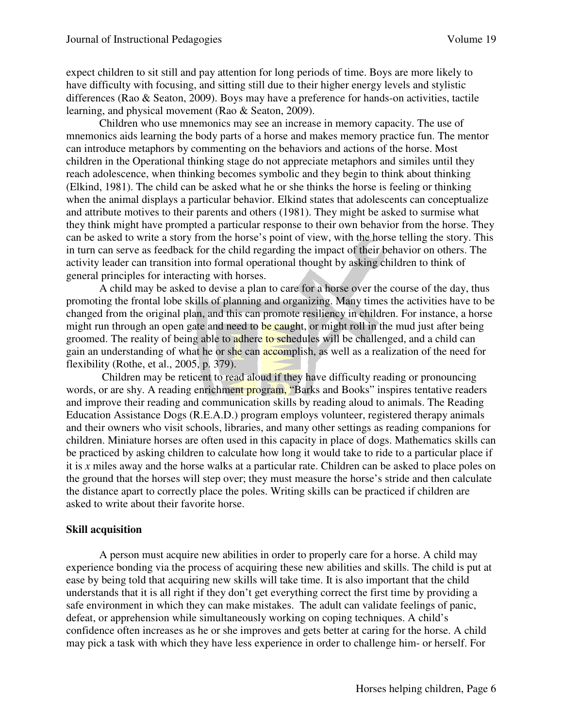expect children to sit still and pay attention for long periods of time. Boys are more likely to have difficulty with focusing, and sitting still due to their higher energy levels and stylistic differences (Rao & Seaton, 2009). Boys may have a preference for hands-on activities, tactile learning, and physical movement (Rao & Seaton, 2009).

Children who use mnemonics may see an increase in memory capacity. The use of mnemonics aids learning the body parts of a horse and makes memory practice fun. The mentor can introduce metaphors by commenting on the behaviors and actions of the horse. Most children in the Operational thinking stage do not appreciate metaphors and similes until they reach adolescence, when thinking becomes symbolic and they begin to think about thinking (Elkind, 1981). The child can be asked what he or she thinks the horse is feeling or thinking when the animal displays a particular behavior. Elkind states that adolescents can conceptualize and attribute motives to their parents and others (1981). They might be asked to surmise what they think might have prompted a particular response to their own behavior from the horse. They can be asked to write a story from the horse's point of view, with the horse telling the story. This in turn can serve as feedback for the child regarding the impact of their behavior on others. The activity leader can transition into formal operational thought by asking children to think of general principles for interacting with horses.

A child may be asked to devise a plan to care for a horse over the course of the day, thus promoting the frontal lobe skills of planning and organizing. Many times the activities have to be changed from the original plan, and this can promote resiliency in children. For instance, a horse might run through an open gate and need to be caught, or might roll in the mud just after being groomed. The reality of being able to adhere to schedules will be challenged, and a child can gain an understanding of what he or she can accomplish, as well as a realization of the need for flexibility (Rothe, et al., 2005, p. 379).

Children may be reticent to read aloud if they have difficulty reading or pronouncing words, or are shy. A reading enrichment program, "Barks and Books" inspires tentative readers and improve their reading and communication skills by reading aloud to animals. The Reading Education Assistance Dogs (R.E.A.D.) program employs volunteer, registered therapy animals and their owners who visit schools, libraries, and many other settings as reading companions for children. Miniature horses are often used in this capacity in place of dogs. Mathematics skills can be practiced by asking children to calculate how long it would take to ride to a particular place if it is $x$ miles away and the horse walks at a particular rate. Children can be asked to place poles on the ground that the horses will step over; they must measure the horse's stride and then calculate the distance apart to correctly place the poles. Writing skills can be practiced if children are asked to write about their favorite horse.

**Skill acquisition**

A person must acquire new abilities in order to properly care for a horse. A child may experience bonding via the process of acquiring these new abilities and skills. The child is put at ease by being told that acquiring new skills will take time. It is also important that the child understands that it is all right if they don't get everything correct the first time by providing a safe environment in which they can make mistakes. The adult can validate feelings of panic, defeat, or apprehension while simultaneously working on coping techniques. A child's confidence often increases as he or she improves and gets better at caring for the horse. A child may pick a task with which they have less experience in order to challenge him- or herself. For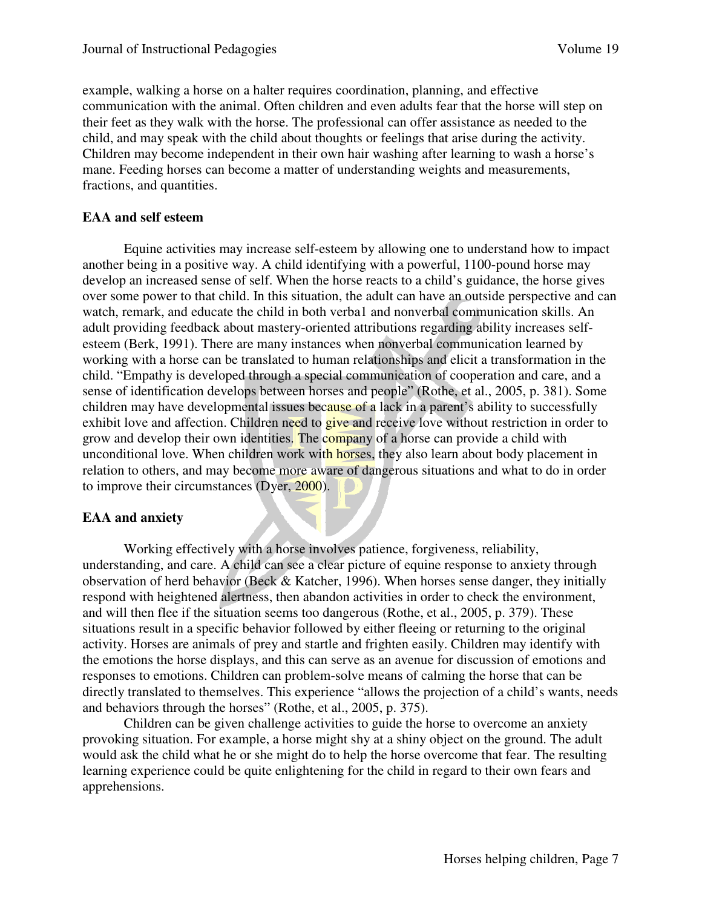example, walking a horse on a halter requires coordination, planning, and effective communication with the animal. Often children and even adults fear that the horse will step on their feet as they walk with the horse. The professional can offer assistance as needed to the child, and may speak with the child about thoughts or feelings that arise during the activity. Children may become independent in their own hair washing after learning to wash a horse's mane. Feeding horses can become a matter of understanding weights and measurements, fractions, and quantities.

**EAA and self esteem**

Equine activities may increase self-esteem by allowing one to understand how to impact another being in a positive way. A child identifying with a powerful, 1100-pound horse may develop an increased sense of self. When the horse reacts to a child's guidance, the horse gives over some power to that child. In this situation, the adult can have an outside perspective and can watch, remark, and educate the child in both verba1 and nonverbal communication skills. An adult providing feedback about mastery-oriented attributions regarding ability increases self-esteem (Berk, 1991). There are many instances when nonverbal communication learned by working with a horse can be translated to human relationships and elicit a transformation in the child. "Empathy is developed through a special communication of cooperation and care, and a sense of identification develops between horses and people" (Rothe, et al., 2005, p. 381). Some children may have developmental issues because of a lack in a parent's ability to successfully exhibit love and affection. Children need to give and receive love without restriction in order to grow and develop their own identities. The company of a horse can provide a child with unconditional love. When children work with horses, they also learn about body placement in relation to others, and may become more aware of dangerous situations and what to do in order to improve their circumstances (Dyer, 2000).

**EAA and anxiety**

Working effectively with a horse involves patience, forgiveness, reliability, understanding, and care. A child can see a clear picture of equine response to anxiety through observation of herd behavior (Beck & Katcher, 1996). When horses sense danger, they initially respond with heightened alertness, then abandon activities in order to check the environment, and will then flee if the situation seems too dangerous (Rothe, et al., 2005, p. 379). These situations result in a specific behavior followed by either fleeing or returning to the original activity. Horses are animals of prey and startle and frighten easily. Children may identify with the emotions the horse displays, and this can serve as an avenue for discussion of emotions and responses to emotions. Children can problem-solve means of calming the horse that can be directly translated to themselves. This experience "allows the projection of a child's wants, needs and behaviors through the horses" (Rothe, et al., 2005, p. 375).

Children can be given challenge activities to guide the horse to overcome an anxiety provoking situation. For example, a horse might shy at a shiny object on the ground. The adult would ask the child what he or she might do to help the horse overcome that fear. The resulting learning experience could be quite enlightening for the child in regard to their own fears and apprehensions.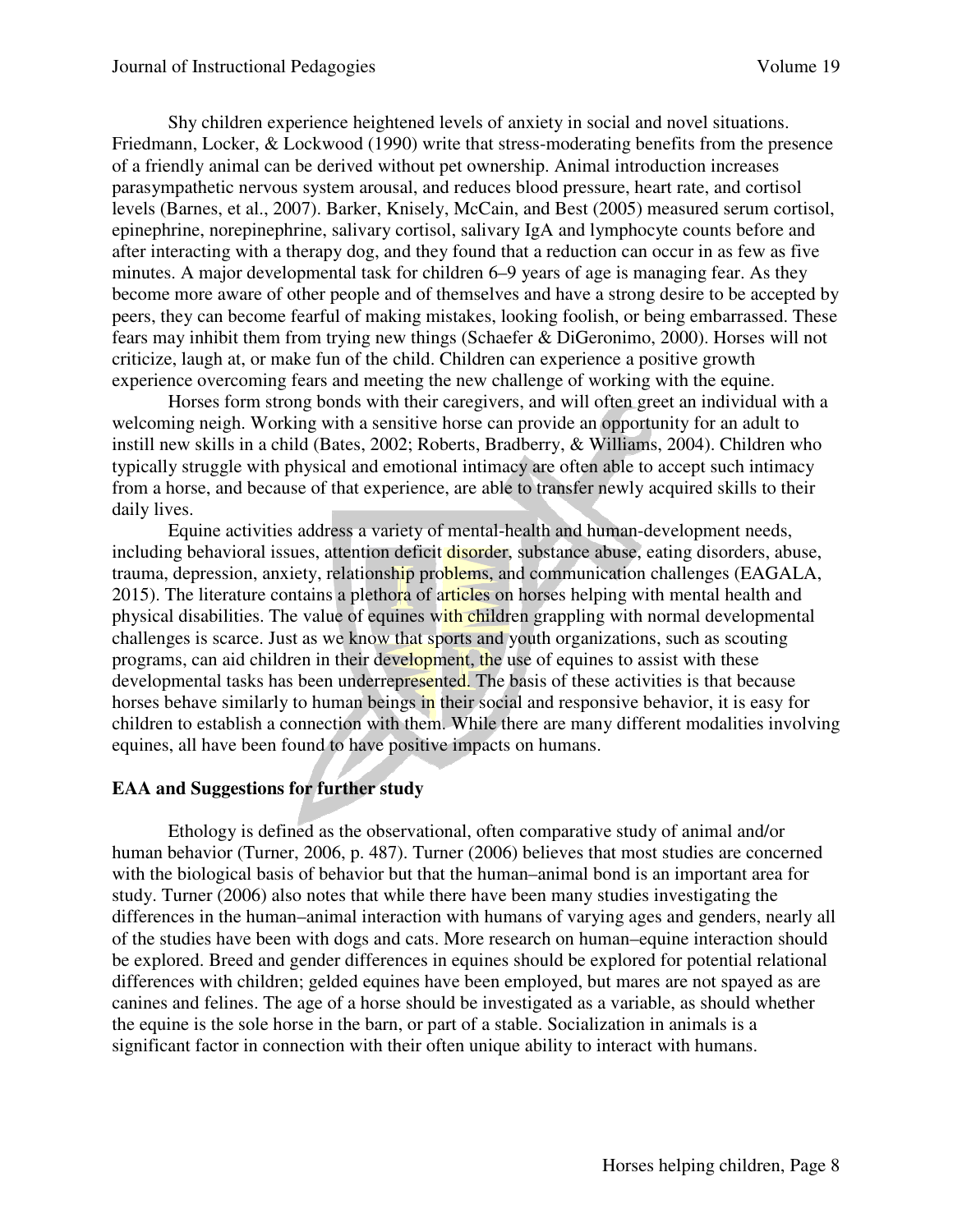Shy children experience heightened levels of anxiety in social and novel situations. Friedmann, Locker, & Lockwood (1990) write that stress-moderating benefits from the presence of a friendly animal can be derived without pet ownership. Animal introduction increases parasympathetic nervous system arousal, and reduces blood pressure, heart rate, and cortisol levels (Barnes, et al., 2007). Barker, Knisely, McCain, and Best (2005) measured serum cortisol, epinephrine, norepinephrine, salivary cortisol, salivary IgA and lymphocyte counts before and after interacting with a therapy dog, and they found that a reduction can occur in as few as five minutes. A major developmental task for children 6–9 years of age is managing fear. As they become more aware of other people and of themselves and have a strong desire to be accepted by peers, they can become fearful of making mistakes, looking foolish, or being embarrassed. These fears may inhibit them from trying new things (Schaefer & DiGeronimo, 2000). Horses will not criticize, laugh at, or make fun of the child. Children can experience a positive growth experience overcoming fears and meeting the new challenge of working with the equine.

Horses form strong bonds with their caregivers, and will often greet an individual with a welcoming neigh. Working with a sensitive horse can provide an opportunity for an adult to instill new skills in a child (Bates, 2002; Roberts, Bradberry, & Williams, 2004). Children who typically struggle with physical and emotional intimacy are often able to accept such intimacy from a horse, and because of that experience, are able to transfer newly acquired skills to their daily lives.

Equine activities address a variety of mental-health and human-development needs, including behavioral issues, attention deficit disorder, substance abuse, eating disorders, abuse, trauma, depression, anxiety, relationship problems, and communication challenges (EAGALA, 2015). The literature contains a plethora of articles on horses helping with mental health and physical disabilities. The value of equines with children grappling with normal developmental challenges is scarce. Just as we know that sports and youth organizations, such as scouting programs, can aid children in their development, the use of equines to assist with these developmental tasks has been underrepresented. The basis of these activities is that because horses behave similarly to human beings in their social and responsive behavior, it is easy for children to establish a connection with them. While there are many different modalities involving equines, all have been found to have positive impacts on humans.

## EAA and Suggestions for further study

Ethology is defined as the observational, often comparative study of animal and/or human behavior (Turner, 2006, p. 487). Turner (2006) believes that most studies are concerned with the biological basis of behavior but that the human–animal bond is an important area for study. Turner (2006) also notes that while there have been many studies investigating the differences in the human–animal interaction with humans of varying ages and genders, nearly all of the studies have been with dogs and cats. More research on human–equine interaction should be explored. Breed and gender differences in equines should be explored for potential relational differences with children; gelded equines have been employed, but mares are not spayed as are canines and felines. The age of a horse should be investigated as a variable, as should whether the equine is the sole horse in the barn, or part of a stable. Socialization in animals is a significant factor in connection with their often unique ability to interact with humans.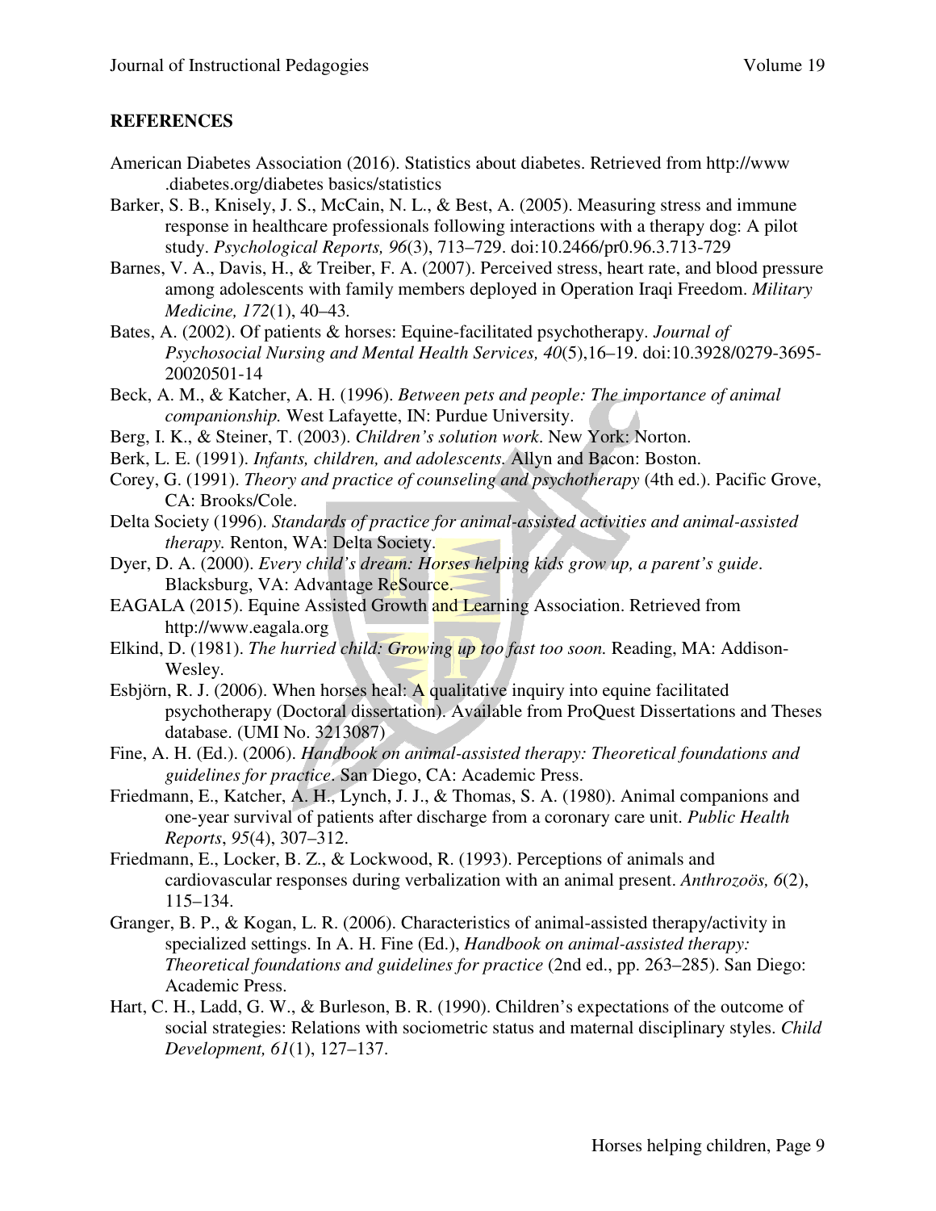## REFERENCES

American Diabetes Association (2016). Statistics about diabetes. Retrieved from http://www .diabetes.org/diabetes basics/statistics

Barker, S. B., Knisely, J. S., McCain, N. L., & Best, A. (2005). Measuring stress and immune response in healthcare professionals following interactions with a therapy dog: A pilot study. *Psychological Reports, 96*(3), 713–729. doi:10.2466/pr0.96.3.713-729

Barnes, V. A., Davis, H., & Treiber, F. A. (2007). Perceived stress, heart rate, and blood pressure among adolescents with family members deployed in Operation Iraqi Freedom. *Military Medicine, 172*(1), 40–43.

Bates, A. (2002). Of patients & horses: Equine-facilitated psychotherapy. *Journal of Psychosocial Nursing and Mental Health Services, 40*(5),16–19. doi:10.3928/0279-3695-20020501-14

Beck, A. M., & Katcher, A. H. (1996). *Between pets and people: The importance of animal companionship.* West Lafayette, IN: Purdue University.

Berg, I. K., & Steiner, T. (2003). *Children's solution work*. New York: Norton.

Berk, L. E. (1991). *Infants, children, and adolescents.* Allyn and Bacon: Boston.

Corey, G. (1991). *Theory and practice of counseling and psychotherapy* (4th ed.). Pacific Grove, CA: Brooks/Cole.

Delta Society (1996). *Standards of practice for animal-assisted activities and animal-assisted therapy.* Renton, WA: Delta Society.

Dyer, D. A. (2000). *Every child's dream: Horses helping kids grow up, a parent's guide*. Blacksburg, VA: Advantage ReSource.

EAGALA (2015). Equine Assisted Growth and Learning Association. Retrieved from http://www.eagala.org

Elkind, D. (1981). *The hurried child: Growing up too fast too soon.* Reading, MA: Addison-Wesley.

Esbjörn, R. J. (2006). When horses heal: A qualitative inquiry into equine facilitated psychotherapy (Doctoral dissertation). Available from ProQuest Dissertations and Theses database. (UMI No. 3213087)

Fine, A. H. (Ed.). (2006). *Handbook on animal-assisted therapy: Theoretical foundations and guidelines for practice*. San Diego, CA: Academic Press.

Friedmann, E., Katcher, A. H., Lynch, J. J., & Thomas, S. A. (1980). Animal companions and one-year survival of patients after discharge from a coronary care unit. *Public Health Reports*, *95*(4), 307–312.

Friedmann, E., Locker, B. Z., & Lockwood, R. (1993). Perceptions of animals and cardiovascular responses during verbalization with an animal present. *Anthrozoös, 6*(2), 115–134.

Granger, B. P., & Kogan, L. R. (2006). Characteristics of animal-assisted therapy/activity in specialized settings. In A. H. Fine (Ed.), *Handbook on animal-assisted therapy: Theoretical foundations and guidelines for practice* (2nd ed., pp. 263–285). San Diego: Academic Press.

Hart, C. H., Ladd, G. W., & Burleson, B. R. (1990). Children's expectations of the outcome of social strategies: Relations with sociometric status and maternal disciplinary styles. *Child Development, 61*(1), 127–137.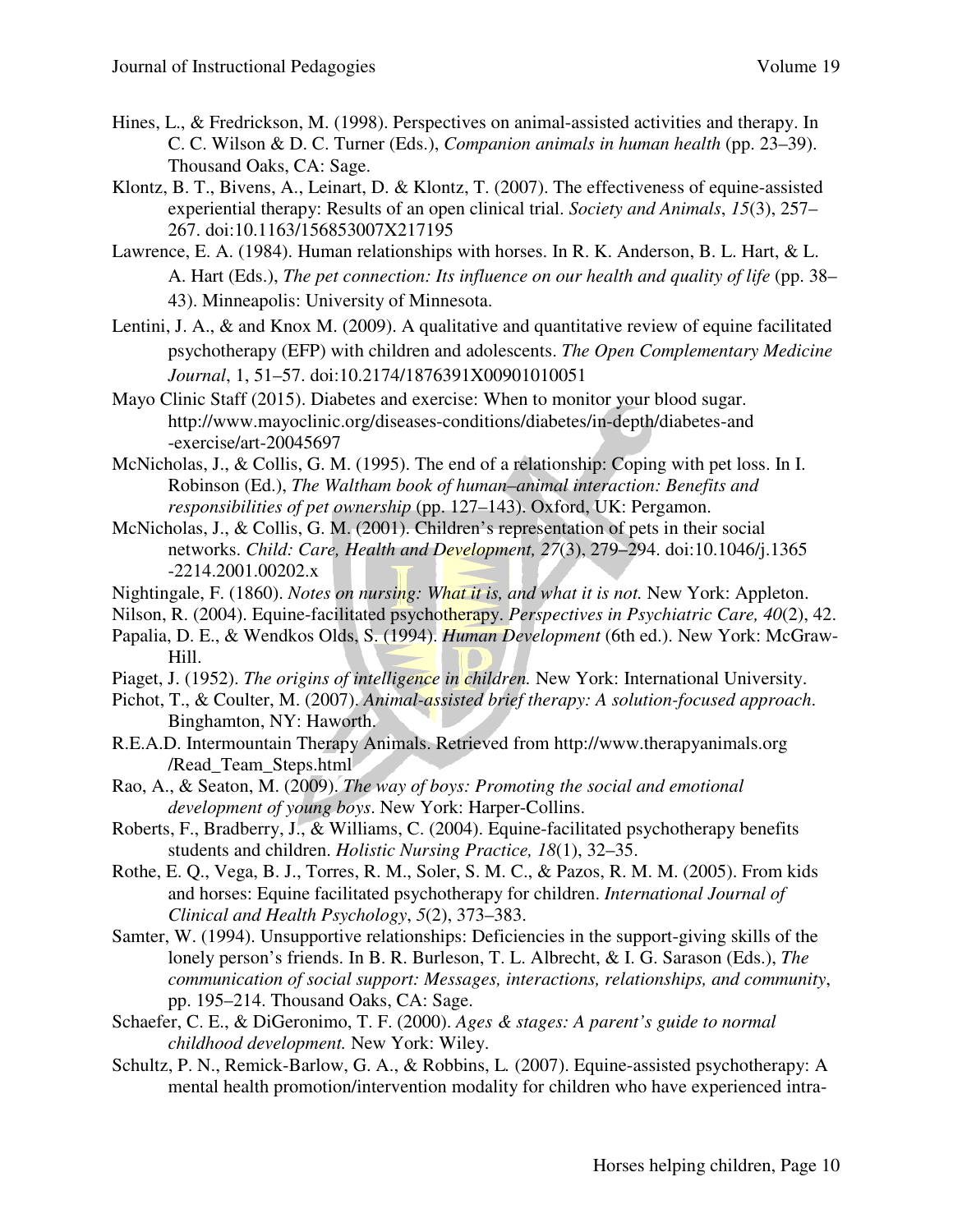Hines, L., & Fredrickson, M. (1998). Perspectives on animal-assisted activities and therapy. In C. C. Wilson & D. C. Turner (Eds.), *Companion animals in human health* (pp. 23–39). Thousand Oaks, CA: Sage.

Klontz, B. T., Bivens, A., Leinart, D. & Klontz, T. (2007). The effectiveness of equine-assisted experiential therapy: Results of an open clinical trial. *Society and Animals*, *15*(3), 257–267. doi:10.1163/156853007X217195

Lawrence, E. A. (1984). Human relationships with horses. In R. K. Anderson, B. L. Hart, & L. A. Hart (Eds.), *The pet connection: Its influence on our health and quality of life* (pp. 38–43). Minneapolis: University of Minnesota.

Lentini, J. A., & and Knox M. (2009). A qualitative and quantitative review of equine facilitated psychotherapy (EFP) with children and adolescents. *The Open Complementary Medicine Journal*, 1, 51–57. doi:10.2174/1876391X00901010051

Mayo Clinic Staff (2015). Diabetes and exercise: When to monitor your blood sugar. http://www.mayoclinic.org/diseases-conditions/diabetes/in-depth/diabetes-and -exercise/art-20045697

McNicholas, J., & Collis, G. M. (1995). The end of a relationship: Coping with pet loss. In I. Robinson (Ed.), *The Waltham book of human–animal interaction: Benefits and responsibilities of pet ownership* (pp. 127–143). Oxford, UK: Pergamon.

McNicholas, J., & Collis, G. M. (2001). Children's representation of pets in their social networks. *Child: Care, Health and Development, 27*(3), 279–294. doi:10.1046/j.1365 -2214.2001.00202.x

Nightingale, F. (1860). *Notes on nursing: What it is, and what it is not.* New York: Appleton.

Nilson, R. (2004). Equine-facilitated psychotherapy. *Perspectives in Psychiatric Care, 40*(2), 42.

Papalia, D. E., & Wendkos Olds, S. (1994). *Human Development* (6th ed.). New York: McGraw-Hill.

Piaget, J. (1952). *The origins of intelligence in children.* New York: International University.

Pichot, T., & Coulter, M. (2007). *Animal-assisted brief therapy: A solution-focused approach*. Binghamton, NY: Haworth.

R.E.A.D. Intermountain Therapy Animals. Retrieved from http://www.therapyanimals.org /Read_Team_Steps.html

Rao, A., & Seaton, M. (2009). *The way of boys: Promoting the social and emotional development of young boys*. New York: Harper-Collins.

Roberts, F., Bradberry, J., & Williams, C. (2004). Equine-facilitated psychotherapy benefits students and children. *Holistic Nursing Practice, 18*(1), 32–35.

Rothe, E. Q., Vega, B. J., Torres, R. M., Soler, S. M. C., & Pazos, R. M. M. (2005). From kids and horses: Equine facilitated psychotherapy for children. *International Journal of Clinical and Health Psychology*, *5*(2), 373–383.

Samter, W. (1994). Unsupportive relationships: Deficiencies in the support-giving skills of the lonely person's friends. In B. R. Burleson, T. L. Albrecht, & I. G. Sarason (Eds.), *The communication of social support: Messages, interactions, relationships, and community*, pp. 195–214. Thousand Oaks, CA: Sage.

Schaefer, C. E., & DiGeronimo, T. F. (2000). *Ages & stages: A parent's guide to normal childhood development.* New York: Wiley.

Schultz, P. N., Remick-Barlow, G. A., & Robbins, L. (2007). Equine-assisted psychotherapy: A mental health promotion/intervention modality for children who have experienced intra-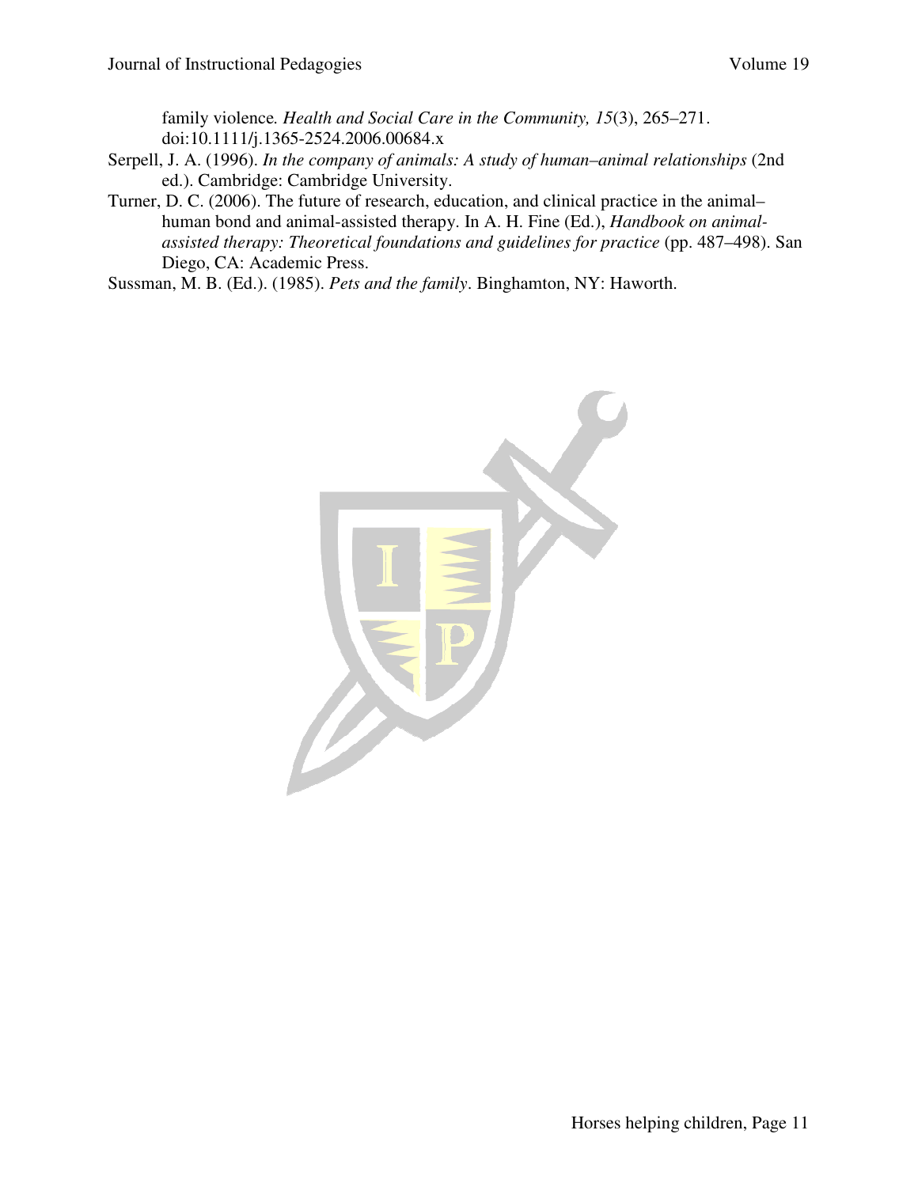family violence*. Health and Social Care in the Community, 15*(3), 265–271. doi:10.1111/j.1365-2524.2006.00684.x

Serpell, J. A. (1996). *In the company of animals: A study of human–animal relationships* (2nd ed.). Cambridge: Cambridge University.

Turner, D. C. (2006). The future of research, education, and clinical practice in the animal–human bond and animal-assisted therapy. In A. H. Fine (Ed.), *Handbook on animal-assisted therapy: Theoretical foundations and guidelines for practice* (pp. 487–498). San Diego, CA: Academic Press.

Sussman, M. B. (Ed.). (1985). *Pets and the family*. Binghamton, NY: Haworth.